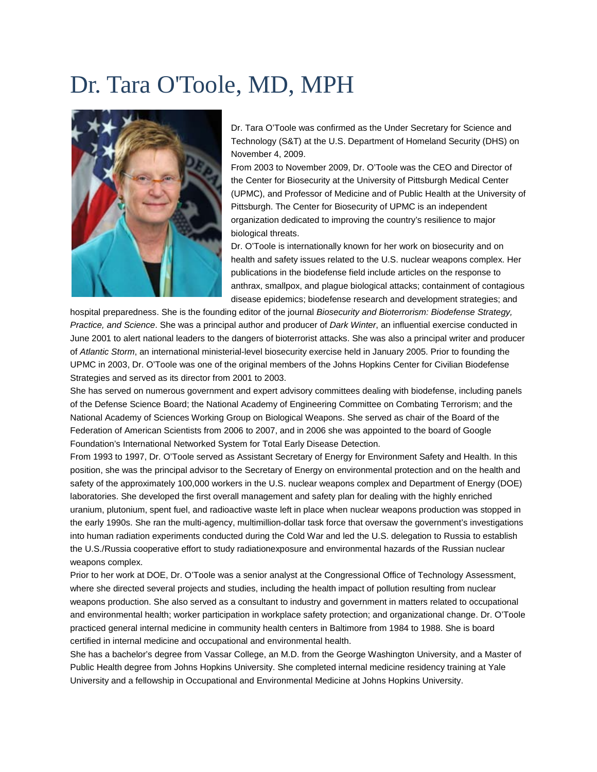# Dr. Tara O'Toole, MD, MPH

Dr. Tara O'Toole was confirmed as the Under Secretary for Science and Technology (S&T) at the U.S. Department of Homeland Security (DHS) on November 4, 2009.

From 2003 to November 2009, Dr. O'Toole was the CEO and Director of the Center for Biosecurity at the University of Pittsburgh Medical Center (UPMC), and Professor of Medicine and of Public Health at the University of Pittsburgh. The Center for Biosecurity of UPMC is an independent organization dedicated to improving the country's resilience to major biological threats.

Dr. O'Toole is internationally known for her work on biosecurity and on health and safety issues related to the U.S. nuclear weapons complex. Her publications in the biodefense field include articles on the response to anthrax, smallpox, and plague biological attacks; containment of contagious disease epidemics; biodefense research and development strategies; and hospital preparedness. She is the founding editor of the journal *Biosecurity and Bioterrorism: Biodefense Strategy, Practice, and Science*. She was a principal author and producer of *Dark Winter*, an influential exercise conducted in June 2001 to alert national leaders to the dangers of bioterrorist attacks. She was also a principal writer and producer of *Atlantic Storm*, an international ministerial-level biosecurity exercise held in January 2005. Prior to founding the UPMC in 2003, Dr. O'Toole was one of the original members of the Johns Hopkins Center for Civilian Biodefense Strategies and served as its director from 2001 to 2003.

She has served on numerous government and expert advisory committees dealing with biodefense, including panels of the Defense Science Board; the National Academy of Engineering Committee on Combating Terrorism; and the National Academy of Sciences Working Group on Biological Weapons. She served as chair of the Board of the Federation of American Scientists from 2006 to 2007, and in 2006 she was appointed to the board of Google Foundation's International Networked System for Total Early Disease Detection.

From 1993 to 1997, Dr. O'Toole served as Assistant Secretary of Energy for Environment Safety and Health. In this position, she was the principal advisor to the Secretary of Energy on environmental protection and on the health and safety of the approximately 100,000 workers in the U.S. nuclear weapons complex and Department of Energy (DOE) laboratories. She developed the first overall management and safety plan for dealing with the highly enriched uranium, plutonium, spent fuel, and radioactive waste left in place when nuclear weapons production was stopped in the early 1990s. She ran the multi-agency, multimillion-dollar task force that oversaw the government's investigations into human radiation experiments conducted during the Cold War and led the U.S. delegation to Russia to establish the U.S./Russia cooperative effort to study radiationexposure and environmental hazards of the Russian nuclear weapons complex.

Prior to her work at DOE, Dr. O'Toole was a senior analyst at the Congressional Office of Technology Assessment, where she directed several projects and studies, including the health impact of pollution resulting from nuclear weapons production. She also served as a consultant to industry and government in matters related to occupational and environmental health; worker participation in workplace safety protection; and organizational change. Dr. O'Toole practiced general internal medicine in community health centers in Baltimore from 1984 to 1988. She is board certified in internal medicine and occupational and environmental health.

She has a bachelor's degree from Vassar College, an M.D. from the George Washington University, and a Master of Public Health degree from Johns Hopkins University. She completed internal medicine residency training at Yale University and a fellowship in Occupational and Environmental Medicine at Johns Hopkins University.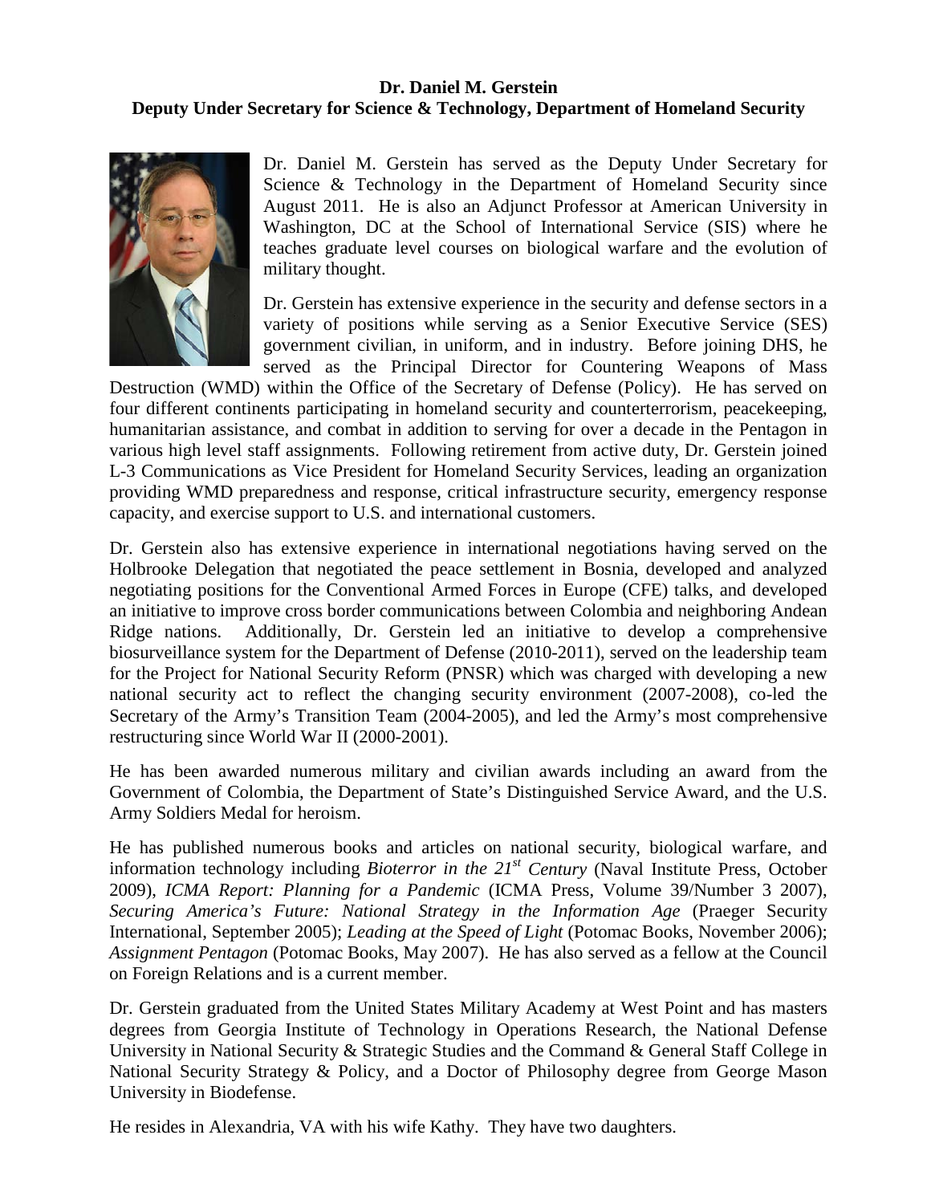**Dr. Daniel M. Gerstein**
**Deputy Under Secretary for Science & Technology, Department of Homeland Security**

Dr. Daniel M. Gerstein has served as the Deputy Under Secretary for Science & Technology in the Department of Homeland Security since August 2011. He is also an Adjunct Professor at American University in Washington, DC at the School of International Service (SIS) where he teaches graduate level courses on biological warfare and the evolution of military thought.

Dr. Gerstein has extensive experience in the security and defense sectors in a variety of positions while serving as a Senior Executive Service (SES) government civilian, in uniform, and in industry. Before joining DHS, he served as the Principal Director for Countering Weapons of Mass Destruction (WMD) within the Office of the Secretary of Defense (Policy). He has served on four different continents participating in homeland security and counterterrorism, peacekeeping, humanitarian assistance, and combat in addition to serving for over a decade in the Pentagon in various high level staff assignments. Following retirement from active duty, Dr. Gerstein joined L-3 Communications as Vice President for Homeland Security Services, leading an organization providing WMD preparedness and response, critical infrastructure security, emergency response capacity, and exercise support to U.S. and international customers.

Dr. Gerstein also has extensive experience in international negotiations having served on the Holbrooke Delegation that negotiated the peace settlement in Bosnia, developed and analyzed negotiating positions for the Conventional Armed Forces in Europe (CFE) talks, and developed an initiative to improve cross border communications between Colombia and neighboring Andean Ridge nations. Additionally, Dr. Gerstein led an initiative to develop a comprehensive biosurveillance system for the Department of Defense (2010-2011), served on the leadership team for the Project for National Security Reform (PNSR) which was charged with developing a new national security act to reflect the changing security environment (2007-2008), co-led the Secretary of the Army's Transition Team (2004-2005), and led the Army's most comprehensive restructuring since World War II (2000-2001).

He has been awarded numerous military and civilian awards including an award from the Government of Colombia, the Department of State's Distinguished Service Award, and the U.S. Army Soldiers Medal for heroism.

He has published numerous books and articles on national security, biological warfare, and information technology including *Bioterror in the 21st Century* (Naval Institute Press, October 2009), *ICMA Report: Planning for a Pandemic* (ICMA Press, Volume 39/Number 3 2007), *Securing America's Future: National Strategy in the Information Age* (Praeger Security International, September 2005); *Leading at the Speed of Light* (Potomac Books, November 2006); *Assignment Pentagon* (Potomac Books, May 2007). He has also served as a fellow at the Council on Foreign Relations and is a current member.

Dr. Gerstein graduated from the United States Military Academy at West Point and has masters degrees from Georgia Institute of Technology in Operations Research, the National Defense University in National Security & Strategic Studies and the Command & General Staff College in National Security Strategy & Policy, and a Doctor of Philosophy degree from George Mason University in Biodefense.

He resides in Alexandria, VA with his wife Kathy. They have two daughters.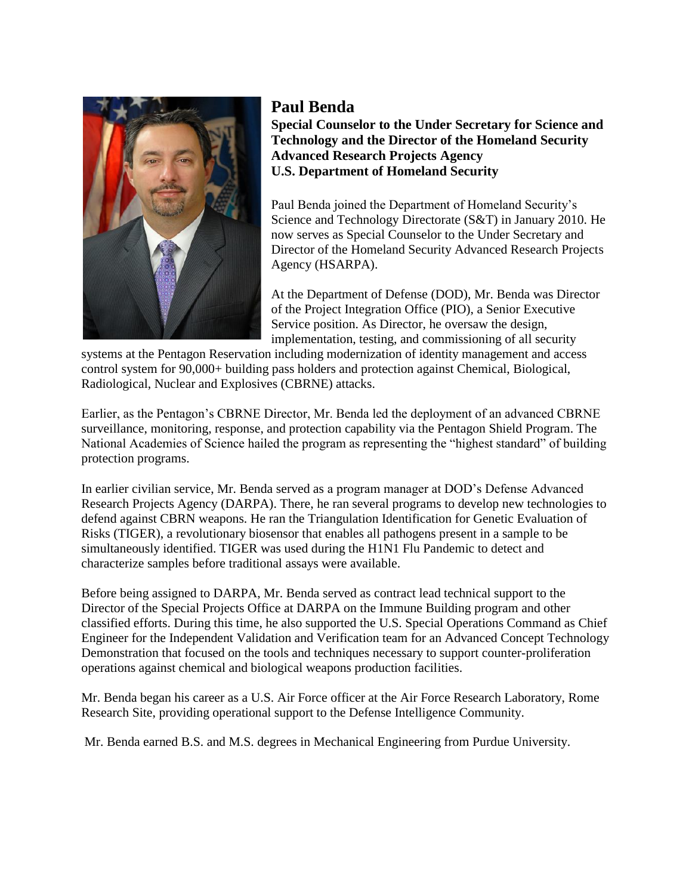## Paul Benda

**Special Counselor to the Under Secretary for Science and Technology and the Director of the Homeland Security Advanced Research Projects Agency**
**U.S. Department of Homeland Security**

Paul Benda joined the Department of Homeland Security's Science and Technology Directorate (S&T) in January 2010. He now serves as Special Counselor to the Under Secretary and Director of the Homeland Security Advanced Research Projects Agency (HSARPA).

At the Department of Defense (DOD), Mr. Benda was Director of the Project Integration Office (PIO), a Senior Executive Service position. As Director, he oversaw the design, implementation, testing, and commissioning of all security systems at the Pentagon Reservation including modernization of identity management and access control system for 90,000+ building pass holders and protection against Chemical, Biological, Radiological, Nuclear and Explosives (CBRNE) attacks.

Earlier, as the Pentagon's CBRNE Director, Mr. Benda led the deployment of an advanced CBRNE surveillance, monitoring, response, and protection capability via the Pentagon Shield Program. The National Academies of Science hailed the program as representing the "highest standard" of building protection programs.

In earlier civilian service, Mr. Benda served as a program manager at DOD's Defense Advanced Research Projects Agency (DARPA). There, he ran several programs to develop new technologies to defend against CBRN weapons. He ran the Triangulation Identification for Genetic Evaluation of Risks (TIGER), a revolutionary biosensor that enables all pathogens present in a sample to be simultaneously identified. TIGER was used during the H1N1 Flu Pandemic to detect and characterize samples before traditional assays were available.

Before being assigned to DARPA, Mr. Benda served as contract lead technical support to the Director of the Special Projects Office at DARPA on the Immune Building program and other classified efforts. During this time, he also supported the U.S. Special Operations Command as Chief Engineer for the Independent Validation and Verification team for an Advanced Concept Technology Demonstration that focused on the tools and techniques necessary to support counter-proliferation operations against chemical and biological weapons production facilities.

Mr. Benda began his career as a U.S. Air Force officer at the Air Force Research Laboratory, Rome Research Site, providing operational support to the Defense Intelligence Community.

Mr. Benda earned B.S. and M.S. degrees in Mechanical Engineering from Purdue University.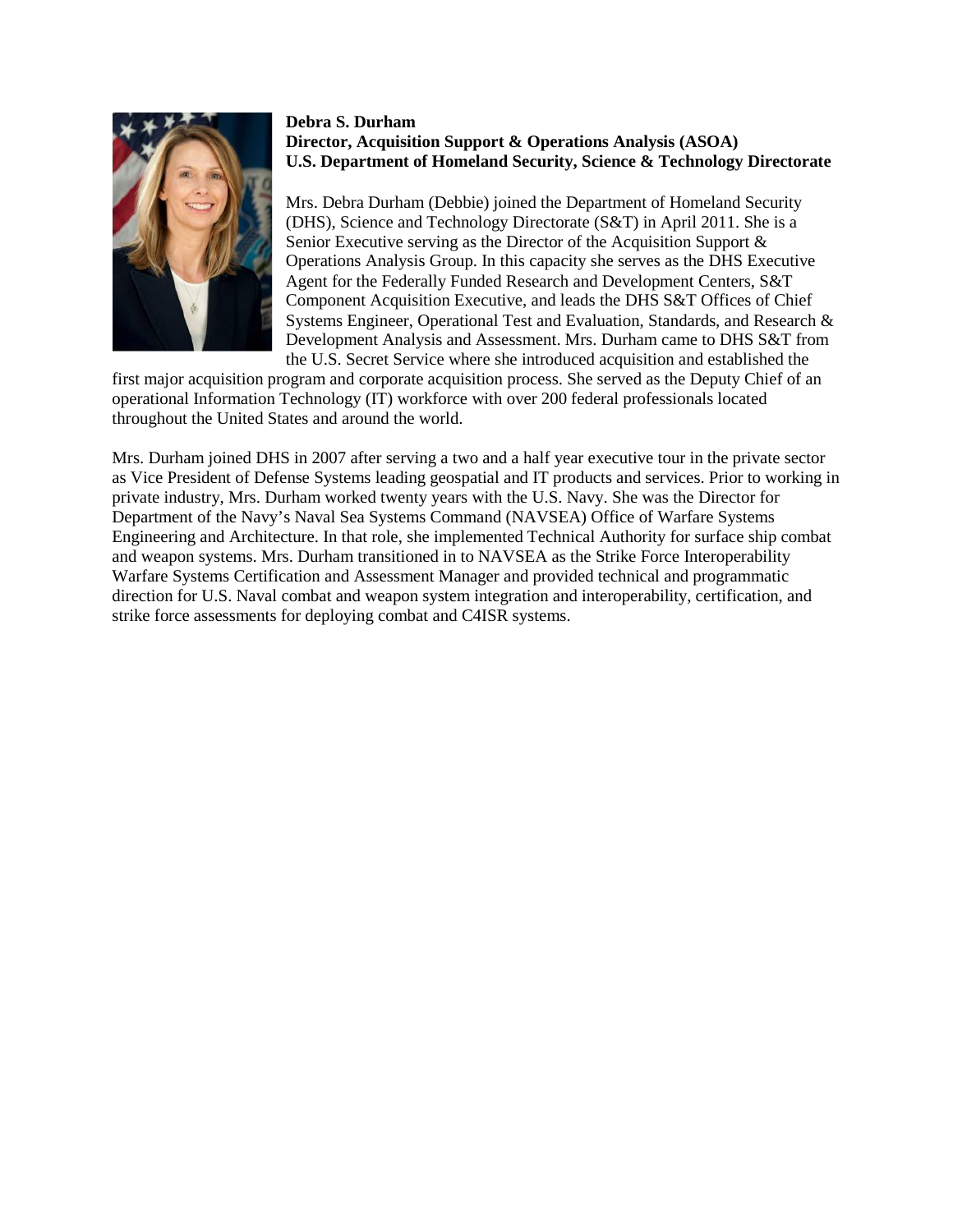**Debra S. Durham**
**Director, Acquisition Support & Operations Analysis (ASOA)**
**U.S. Department of Homeland Security, Science & Technology Directorate**

Mrs. Debra Durham (Debbie) joined the Department of Homeland Security (DHS), Science and Technology Directorate (S&T) in April 2011. She is a Senior Executive serving as the Director of the Acquisition Support & Operations Analysis Group. In this capacity she serves as the DHS Executive Agent for the Federally Funded Research and Development Centers, S&T Component Acquisition Executive, and leads the DHS S&T Offices of Chief Systems Engineer, Operational Test and Evaluation, Standards, and Research & Development Analysis and Assessment. Mrs. Durham came to DHS S&T from the U.S. Secret Service where she introduced acquisition and established the first major acquisition program and corporate acquisition process. She served as the Deputy Chief of an operational Information Technology (IT) workforce with over 200 federal professionals located throughout the United States and around the world.

Mrs. Durham joined DHS in 2007 after serving a two and a half year executive tour in the private sector as Vice President of Defense Systems leading geospatial and IT products and services. Prior to working in private industry, Mrs. Durham worked twenty years with the U.S. Navy. She was the Director for Department of the Navy's Naval Sea Systems Command (NAVSEA) Office of Warfare Systems Engineering and Architecture. In that role, she implemented Technical Authority for surface ship combat and weapon systems. Mrs. Durham transitioned in to NAVSEA as the Strike Force Interoperability Warfare Systems Certification and Assessment Manager and provided technical and programmatic direction for U.S. Naval combat and weapon system integration and interoperability, certification, and strike force assessments for deploying combat and C4ISR systems.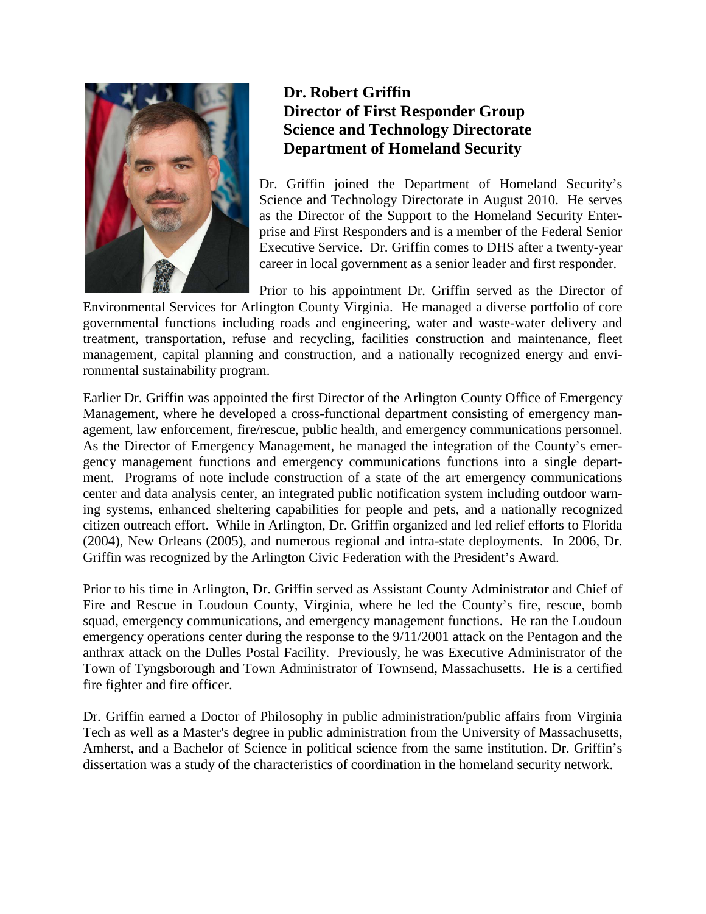**Dr. Robert Griffin**
**Director of First Responder Group**
**Science and Technology Directorate**
**Department of Homeland Security**

Dr. Griffin joined the Department of Homeland Security's Science and Technology Directorate in August 2010. He serves as the Director of the Support to the Homeland Security Enterprise and First Responders and is a member of the Federal Senior Executive Service. Dr. Griffin comes to DHS after a twenty-year career in local government as a senior leader and first responder.

Prior to his appointment Dr. Griffin served as the Director of Environmental Services for Arlington County Virginia. He managed a diverse portfolio of core governmental functions including roads and engineering, water and waste-water delivery and treatment, transportation, refuse and recycling, facilities construction and maintenance, fleet management, capital planning and construction, and a nationally recognized energy and environmental sustainability program.

Earlier Dr. Griffin was appointed the first Director of the Arlington County Office of Emergency Management, where he developed a cross-functional department consisting of emergency management, law enforcement, fire/rescue, public health, and emergency communications personnel. As the Director of Emergency Management, he managed the integration of the County's emergency management functions and emergency communications functions into a single department. Programs of note include construction of a state of the art emergency communications center and data analysis center, an integrated public notification system including outdoor warning systems, enhanced sheltering capabilities for people and pets, and a nationally recognized citizen outreach effort. While in Arlington, Dr. Griffin organized and led relief efforts to Florida (2004), New Orleans (2005), and numerous regional and intra-state deployments. In 2006, Dr. Griffin was recognized by the Arlington Civic Federation with the President's Award.

Prior to his time in Arlington, Dr. Griffin served as Assistant County Administrator and Chief of Fire and Rescue in Loudoun County, Virginia, where he led the County's fire, rescue, bomb squad, emergency communications, and emergency management functions. He ran the Loudoun emergency operations center during the response to the 9/11/2001 attack on the Pentagon and the anthrax attack on the Dulles Postal Facility. Previously, he was Executive Administrator of the Town of Tyngsborough and Town Administrator of Townsend, Massachusetts. He is a certified fire fighter and fire officer.

Dr. Griffin earned a Doctor of Philosophy in public administration/public affairs from Virginia Tech as well as a Master's degree in public administration from the University of Massachusetts, Amherst, and a Bachelor of Science in political science from the same institution. Dr. Griffin's dissertation was a study of the characteristics of coordination in the homeland security network.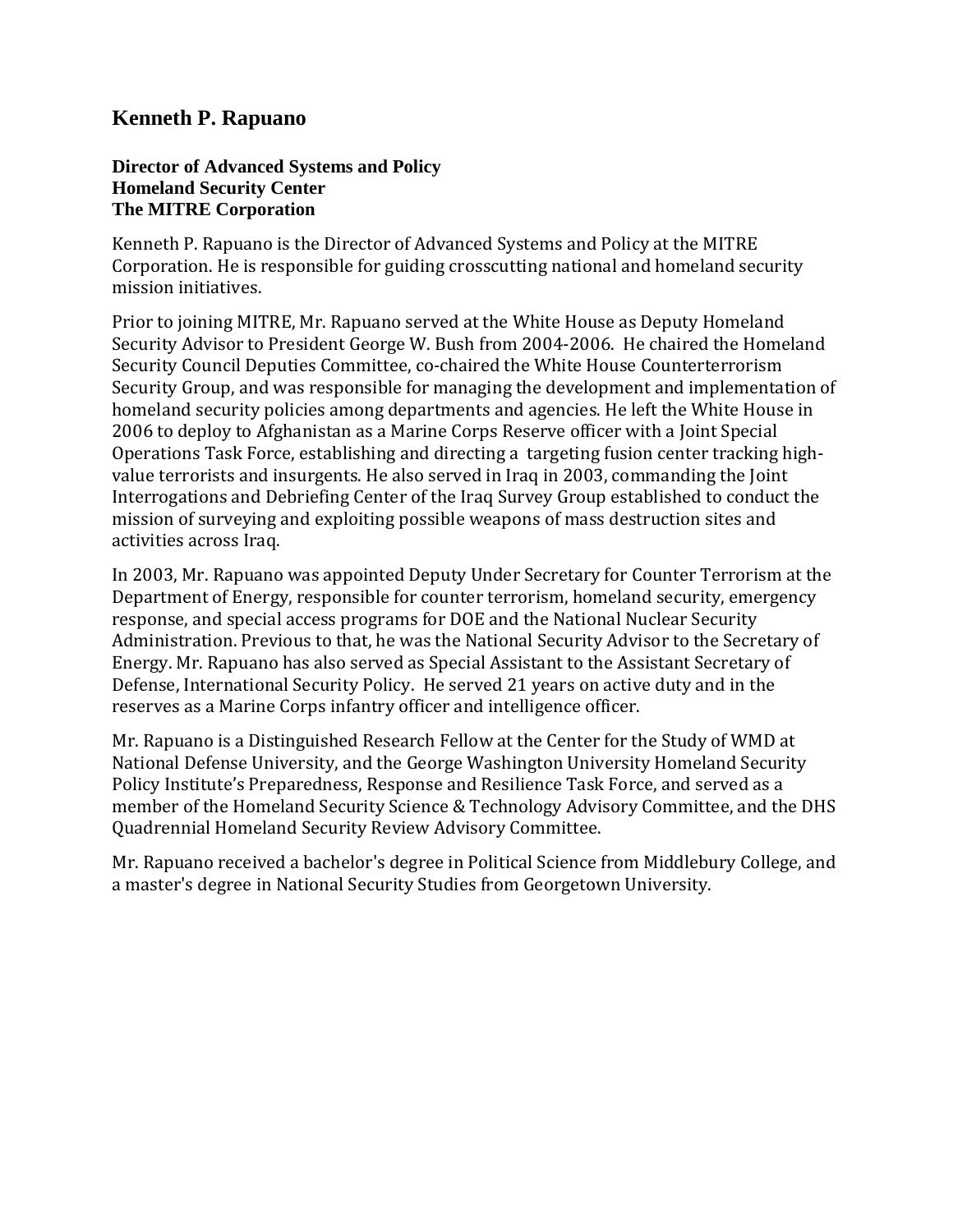## Kenneth P. Rapuano

**Director of Advanced Systems and Policy**
**Homeland Security Center**
**The MITRE Corporation**

Kenneth P. Rapuano is the Director of Advanced Systems and Policy at the MITRE Corporation. He is responsible for guiding crosscutting national and homeland security mission initiatives.

Prior to joining MITRE, Mr. Rapuano served at the White House as Deputy Homeland Security Advisor to President George W. Bush from 2004-2006. He chaired the Homeland Security Council Deputies Committee, co-chaired the White House Counterterrorism Security Group, and was responsible for managing the development and implementation of homeland security policies among departments and agencies. He left the White House in 2006 to deploy to Afghanistan as a Marine Corps Reserve officer with a Joint Special Operations Task Force, establishing and directing a targeting fusion center tracking high-value terrorists and insurgents. He also served in Iraq in 2003, commanding the Joint Interrogations and Debriefing Center of the Iraq Survey Group established to conduct the mission of surveying and exploiting possible weapons of mass destruction sites and activities across Iraq.

In 2003, Mr. Rapuano was appointed Deputy Under Secretary for Counter Terrorism at the Department of Energy, responsible for counter terrorism, homeland security, emergency response, and special access programs for DOE and the National Nuclear Security Administration. Previous to that, he was the National Security Advisor to the Secretary of Energy. Mr. Rapuano has also served as Special Assistant to the Assistant Secretary of Defense, International Security Policy. He served 21 years on active duty and in the reserves as a Marine Corps infantry officer and intelligence officer.

Mr. Rapuano is a Distinguished Research Fellow at the Center for the Study of WMD at National Defense University, and the George Washington University Homeland Security Policy Institute's Preparedness, Response and Resilience Task Force, and served as a member of the Homeland Security Science & Technology Advisory Committee, and the DHS Quadrennial Homeland Security Review Advisory Committee.

Mr. Rapuano received a bachelor's degree in Political Science from Middlebury College, and a master's degree in National Security Studies from Georgetown University.